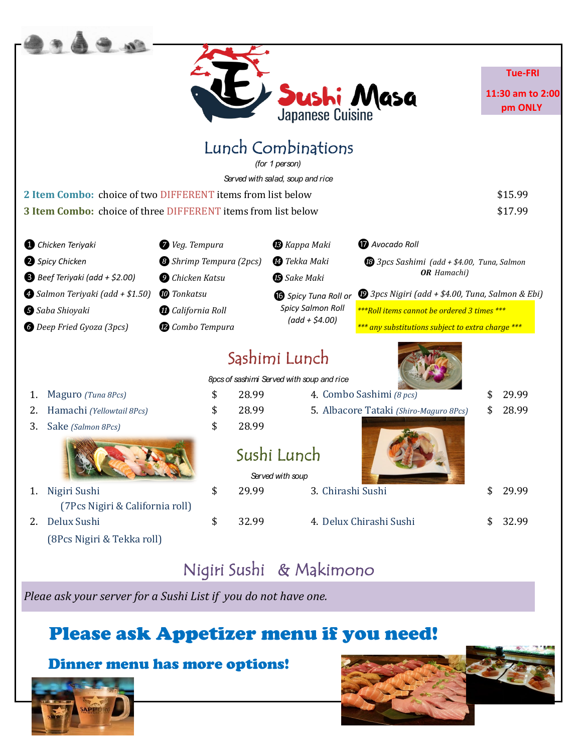# Sushi Masa
Japanese Cuisine

**Tue-FRI 11:30 am to 2:00 pm ONLY**

## Lunch Combinations

*(for 1 person)*

*Served with salad, soup and rice*

| | |
|---|---|
| **2 Item Combo:** choice of two DIFFERENT items from list below | $15.99 |
| **3 Item Combo:** choice of three DIFFERENT items from list below | $17.99 |

1. *Chicken Teriyaki*
2. *Spicy Chicken*
3. *Beef Teriyaki (add + $2.00)*
4. *Salmon Teriyaki (add + $1.50)*
5. *Saba Shioyaki*
6. *Deep Fried Gyoza (3pcs)*
7. *Veg. Tempura*
8. *Shrimp Tempura (2pcs)*
9. *Chicken Katsu*
10. *Tonkatsu*
11. *California Roll*
12. *Combo Tempura*
13. *Kappa Maki*
14. *Tekka Maki*
15. *Sake Maki*
16. *Spicy Tuna Roll or Spicy Salmon Roll (add + $4.00)*
17. *Avocado Roll*
18. *3pcs Sashimi (add + $4.00, Tuna, Salmon **OR** Hamachi)*
19. *3pcs Nigiri (add + $4.00, Tuna, Salmon & Ebi)*

****Roll items cannot be ordered 3 times****

**** any substitutions subject to extra charge ****

## Sashimi Lunch

*8pcs of sashimi Served with soup and rice*

1. Maguro *(Tuna 8Pcs)* — $ 28.99
2. Hamachi *(Yellowtail 8Pcs)* — $ 28.99
3. Sake *(Salmon 8Pcs)* — $ 28.99
4. Combo Sashimi *(8 pcs)* — $ 29.99
5. Albacore Tataki *(Shiro-Maguro 8Pcs)* — $ 28.99

## Sushi Lunch

*Served with soup*

1. Nigiri Sushi (7Pcs Nigiri & California roll) — $ 29.99
2. Delux Sushi (8Pcs Nigiri & Tekka roll) — $ 32.99
3. Chirashi Sushi — $ 29.99
4. Delux Chirashi Sushi — $ 32.99

## Nigiri Sushi & Makimono

*Pleae ask your server for a Sushi List if you do not have one.*

## Please ask Appetizer menu if you need!

### Dinner menu has more options!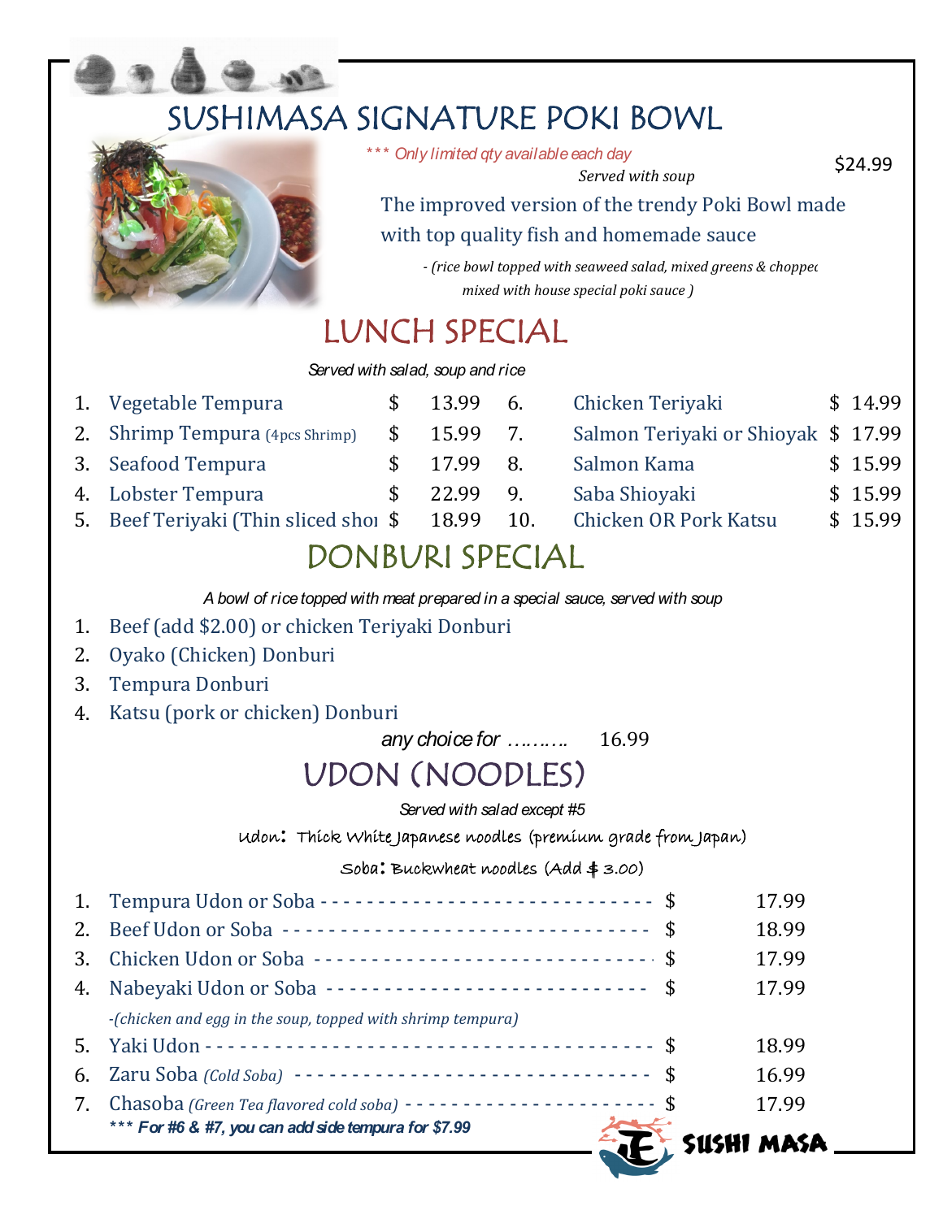# SUSHIMASA SIGNATURE POKI BOWL

*\*\*\* Only limited qty available each day*

*Served with soup*

$24.99

The improved version of the trendy Poki Bowl made with top quality fish and homemade sauce

*- (rice bowl topped with seaweed salad, mixed greens & choppec mixed with house special poki sauce )*

# LUNCH SPECIAL

*Served with salad, soup and rice*

| | | | |
|---|---|---|---|
| 1. | Vegetable Tempura | $ | 13.99 |
| 2. | Shrimp Tempura (4pcs Shrimp) | $ | 15.99 |
| 3. | Seafood Tempura | $ | 17.99 |
| 4. | Lobster Tempura | $ | 22.99 |
| 5. | Beef Teriyaki (Thin sliced shoı | $ | 18.99 |
| 6. | Chicken Teriyaki | $ | 14.99 |
| 7. | Salmon Teriyaki or Shioyak | $ | 17.99 |
| 8. | Salmon Kama | $ | 15.99 |
| 9. | Saba Shioyaki | $ | 15.99 |
| 10. | Chicken OR Pork Katsu | $ | 15.99 |

# DONBURI SPECIAL

*A bowl of rice topped with meat prepared in a special sauce, served with soup*

1. Beef (add $2.00) or chicken Teriyaki Donburi
2. Oyako (Chicken) Donburi
3. Tempura Donburi
4. Katsu (pork or chicken) Donburi

*any choice for ……….* 16.99

# UDON (NOODLES)

*Served with salad except #5*

Udon: Thick White Japanese noodles (premium grade from Japan)

Soba: Buckwheat noodles (Add $ 3.00)

| | | | |
|---|---|---|---|
| 1. | Tempura Udon or Soba | $ | 17.99 |
| 2. | Beef Udon or Soba | $ | 18.99 |
| 3. | Chicken Udon or Soba | $ | 17.99 |
| 4. | Nabeyaki Udon or Soba *-(chicken and egg in the soup, topped with shrimp tempura)* | $ | 17.99 |
| 5. | Yaki Udon | $ | 18.99 |
| 6. | Zaru Soba *(Cold Soba)* | $ | 16.99 |
| 7. | Chasoba *(Green Tea flavored cold soba)* | $ | 17.99 |

***\*\*\* For #6 & #7, you can add side tempura for $7.99***

SUSHI MASA